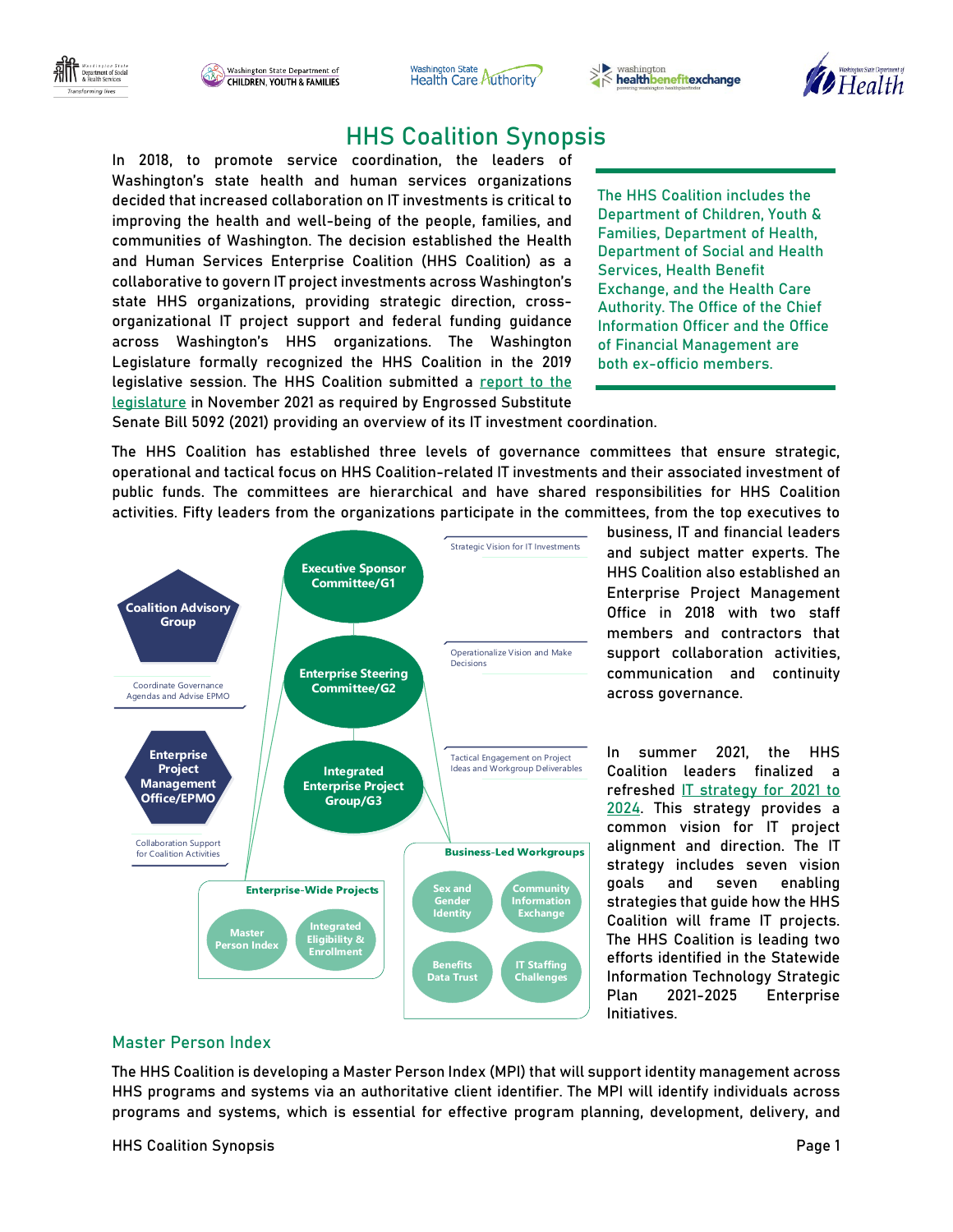# HHS Coalition Synopsis

> The HHS Coalition includes the Department of Children, Youth & Families, Department of Health, Department of Social and Health Services, Health Benefit Exchange, and the Health Care Authority. The Office of the Chief Information Officer and the Office of Financial Management are both ex-officio members.

In 2018, to promote service coordination, the leaders of Washington's state health and human services organizations decided that increased collaboration on IT investments is critical to improving the health and well-being of the people, families, and communities of Washington. The decision established the Health and Human Services Enterprise Coalition (HHS Coalition) as a collaborative to govern IT project investments across Washington's state HHS organizations, providing strategic direction, cross-organizational IT project support and federal funding guidance across Washington's HHS organizations. The Washington Legislature formally recognized the HHS Coalition in the 2019 legislative session. The HHS Coalition submitted a [report to the legislature](#) in November 2021 as required by Engrossed Substitute Senate Bill 5092 (2021) providing an overview of its IT investment coordination.

The HHS Coalition has established three levels of governance committees that ensure strategic, operational and tactical focus on HHS Coalition-related IT investments and their associated investment of public funds. The committees are hierarchical and have shared responsibilities for HHS Coalition activities. Fifty leaders from the organizations participate in the committees, from the top executives to business, IT and financial leaders and subject matter experts. The HHS Coalition also established an Enterprise Project Management Office in 2018 with two staff members and contractors that support collaboration activities, communication and continuity across governance.

- **Coalition Advisory Group** — Coordinate Governance Agendas and Advise EPMO
- **Enterprise Project Management Office/EPMO** — Collaboration Support for Coalition Activities
- **Executive Sponsor Committee/G1** — Strategic Vision for IT Investments
- **Enterprise Steering Committee/G2** — Operationalize Vision and Make Decisions
- **Integrated Enterprise Project Group/G3** — Tactical Engagement on Project Ideas and Workgroup Deliverables
- **Enterprise-Wide Projects**: Master Person Index; Integrated Eligibility & Enrollment
- **Business-Led Workgroups**: Sex and Gender Identity; Community Information Exchange; Benefits Data Trust; IT Staffing Challenges

In summer 2021, the HHS Coalition leaders finalized a refreshed [IT strategy for 2021 to 2024](#). This strategy provides a common vision for IT project alignment and direction. The IT strategy includes seven vision goals and seven enabling strategies that guide how the HHS Coalition will frame IT projects. The HHS Coalition is leading two efforts identified in the Statewide Information Technology Strategic Plan 2021-2025 Enterprise Initiatives.

## Master Person Index

The HHS Coalition is developing a Master Person Index (MPI) that will support identity management across HHS programs and systems via an authoritative client identifier. The MPI will identify individuals across programs and systems, which is essential for effective program planning, development, delivery, and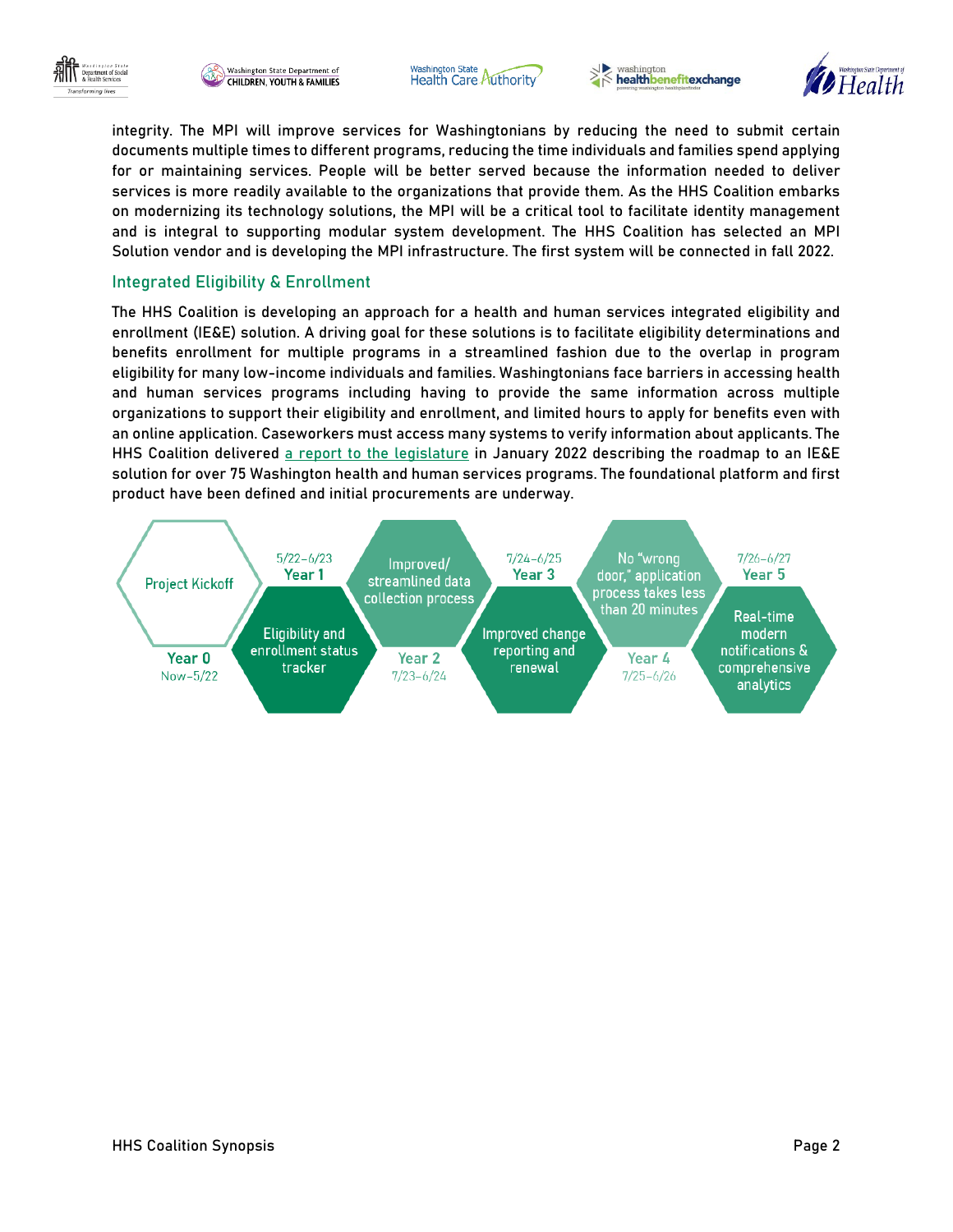integrity. The MPI will improve services for Washingtonians by reducing the need to submit certain documents multiple times to different programs, reducing the time individuals and families spend applying for or maintaining services. People will be better served because the information needed to deliver services is more readily available to the organizations that provide them. As the HHS Coalition embarks on modernizing its technology solutions, the MPI will be a critical tool to facilitate identity management and is integral to supporting modular system development. The HHS Coalition has selected an MPI Solution vendor and is developing the MPI infrastructure. The first system will be connected in fall 2022.

## Integrated Eligibility & Enrollment

The HHS Coalition is developing an approach for a health and human services integrated eligibility and enrollment (IE&E) solution. A driving goal for these solutions is to facilitate eligibility determinations and benefits enrollment for multiple programs in a streamlined fashion due to the overlap in program eligibility for many low-income individuals and families. Washingtonians face barriers in accessing health and human services programs including having to provide the same information across multiple organizations to support their eligibility and enrollment, and limited hours to apply for benefits even with an online application. Caseworkers must access many systems to verify information about applicants. The HHS Coalition delivered a report to the legislature in January 2022 describing the roadmap to an IE&E solution for over 75 Washington health and human services programs. The foundational platform and first product have been defined and initial procurements are underway.

Project Kickoff

Year 0
Now–5/22

5/22–6/23
Year 1

Eligibility and enrollment status tracker

Improved/ streamlined data collection process

Year 2
7/23–6/24

7/24–6/25
Year 3

Improved change reporting and renewal

No "wrong door," application process takes less than 20 minutes

Year 4
7/25–6/26

7/26–6/27
Year 5

Real-time modern notifications & comprehensive analytics